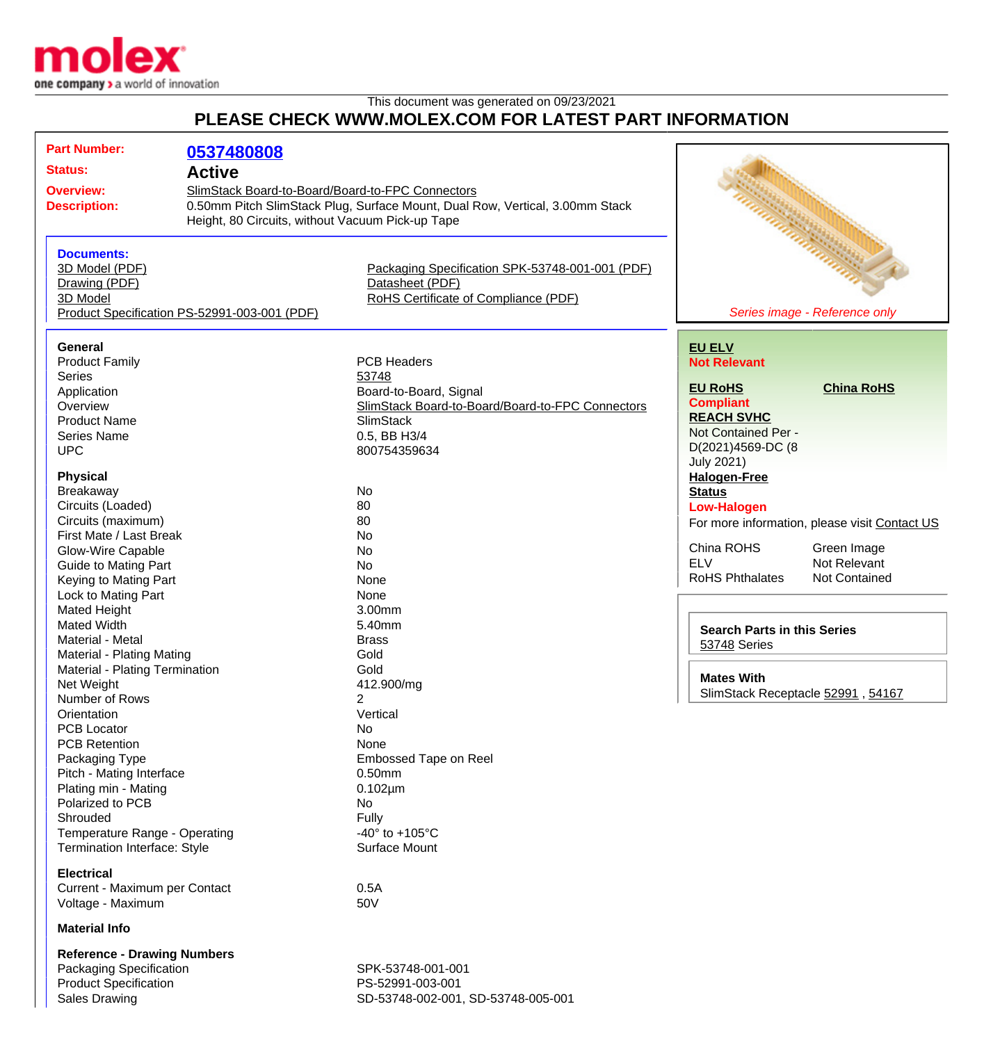molex
one company > a world of innovation

This document was generated on 09/23/2021

# PLEASE CHECK WWW.MOLEX.COM FOR LATEST PART INFORMATION

**Part Number:** 0537480808

**Status:** Active

**Overview:** SlimStack Board-to-Board/Board-to-FPC Connectors

**Description:** 0.50mm Pitch SlimStack Plug, Surface Mount, Dual Row, Vertical, 3.00mm Stack Height, 80 Circuits, without Vacuum Pick-up Tape

**Documents:**
- 3D Model (PDF)
- Drawing (PDF)
- 3D Model
- Product Specification PS-52991-003-001 (PDF)
- Packaging Specification SPK-53748-001-001 (PDF)
- Datasheet (PDF)
- RoHS Certificate of Compliance (PDF)

*Series image - Reference only*

**EU ELV**
Not Relevant

**EU RoHS**
Compliant

**China RoHS**

**REACH SVHC**
Not Contained Per - D(2021)4569-DC (8 July 2021)

**Halogen-Free Status**
Low-Halogen

For more information, please visit Contact US

| | |
|---|---|
| China ROHS | Green Image |
| ELV | Not Relevant |
| RoHS Phthalates | Not Contained |

**Search Parts in this Series**
53748 Series

**Mates With**
SlimStack Receptacle 52991 , 54167

### General

| | |
|---|---|
| Product Family | PCB Headers |
| Series | 53748 |
| Application | Board-to-Board, Signal |
| Overview | SlimStack Board-to-Board/Board-to-FPC Connectors |
| Product Name | SlimStack |
| Series Name | 0.5, BB H3/4 |
| UPC | 800754359634 |

### Physical

| | |
|---|---|
| Breakaway | No |
| Circuits (Loaded) | 80 |
| Circuits (maximum) | 80 |
| First Mate / Last Break | No |
| Glow-Wire Capable | No |
| Guide to Mating Part | No |
| Keying to Mating Part | None |
| Lock to Mating Part | None |
| Mated Height | 3.00mm |
| Mated Width | 5.40mm |
| Material - Metal | Brass |
| Material - Plating Mating | Gold |
| Material - Plating Termination | Gold |
| Net Weight | 412.900/mg |
| Number of Rows | 2 |
| Orientation | Vertical |
| PCB Locator | No |
| PCB Retention | None |
| Packaging Type | Embossed Tape on Reel |
| Pitch - Mating Interface | 0.50mm |
| Plating min - Mating | 0.102µm |
| Polarized to PCB | No |
| Shrouded | Fully |
| Temperature Range - Operating | -40° to +105°C |
| Termination Interface: Style | Surface Mount |

### Electrical

| | |
|---|---|
| Current - Maximum per Contact | 0.5A |
| Voltage - Maximum | 50V |

### Material Info

### Reference - Drawing Numbers

| | |
|---|---|
| Packaging Specification | SPK-53748-001-001 |
| Product Specification | PS-52991-003-001 |
| Sales Drawing | SD-53748-002-001, SD-53748-005-001 |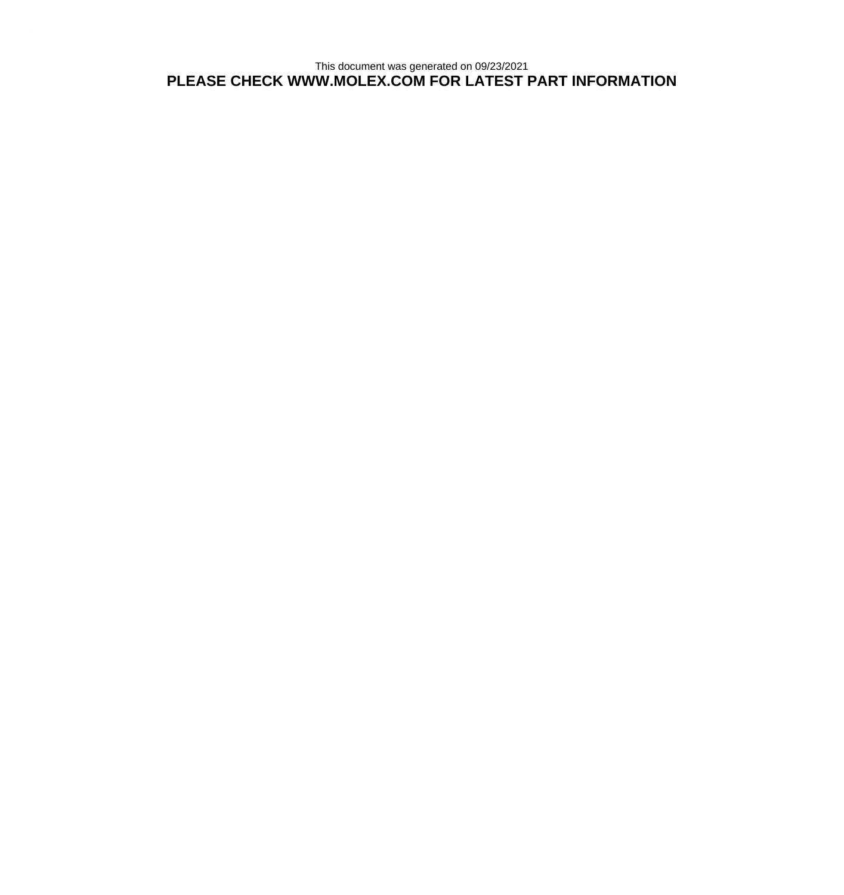This document was generated on 09/23/2021

**PLEASE CHECK WWW.MOLEX.COM FOR LATEST PART INFORMATION**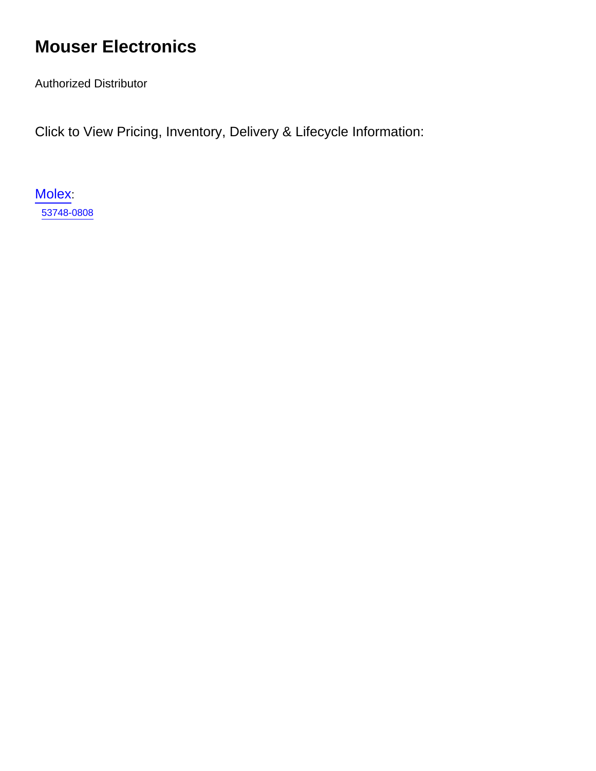# Mouser Electronics

Authorized Distributor

Click to View Pricing, Inventory, Delivery & Lifecycle Information:

Molex:

53748-0808